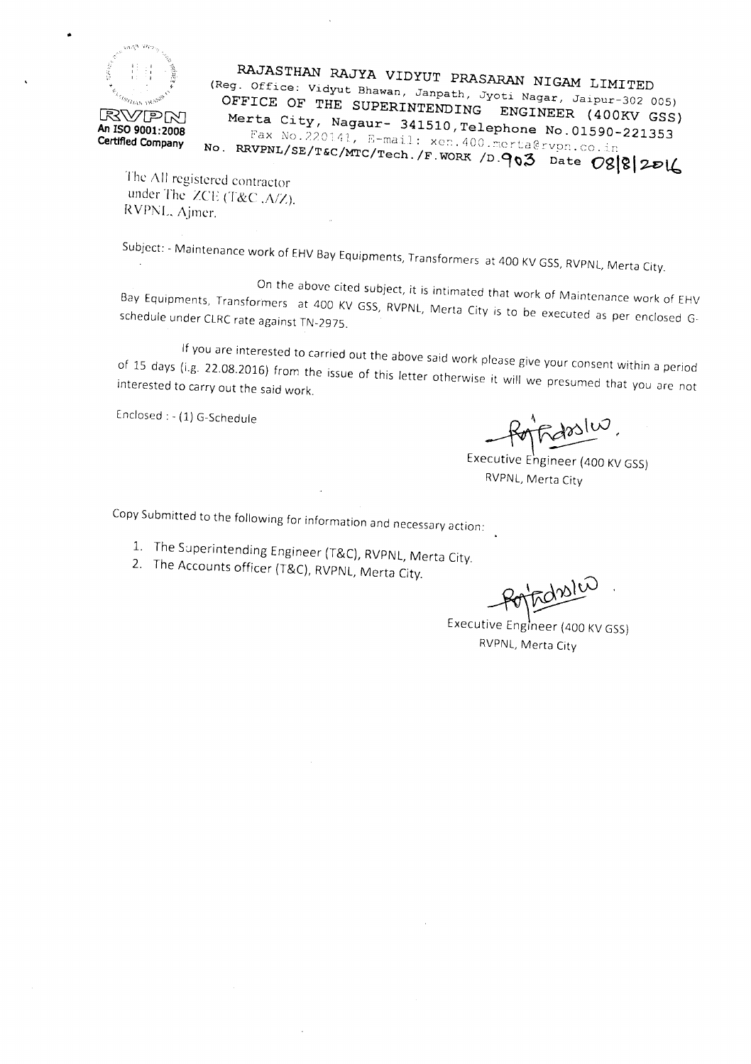RVPN
An ISO 9001:2008 Certified Company

# RAJASTHAN RAJYA VIDYUT PRASARAN NIGAM LIMITED

(Reg. Office: Vidyut Bhawan, Janpath, Jyoti Nagar, Jaipur-302 005)

## OFFICE OF THE SUPERINTENDING ENGINEER (400KV GSS)

Merta City, Nagaur- 341510, Telephone No.01590-221353

Fax No.220141, E-mail: xen.400.merta@rvpn.co.in

No. RRVPNL/SE/T&C/MTC/Tech./F.WORK /D.903 Date 08/8/2016

The All registered contractor
under The ZCE (T&C ,A/Z).
RVPNL, Ajmer.

Subject: - Maintenance work of EHV Bay Equipments, Transformers at 400 KV GSS, RVPNL, Merta City.

On the above cited subject, it is intimated that work of Maintenance work of EHV Bay Equipments, Transformers at 400 KV GSS, RVPNL, Merta City is to be executed as per enclosed G-schedule under CLRC rate against TN-2975.

If you are interested to carried out the above said work please give your consent within a period of 15 days (i.g. 22.08.2016) from the issue of this letter otherwise it will we presumed that you are not interested to carry out the said work.

Enclosed : - (1) G-Schedule

Executive Engineer (400 KV GSS)
RVPNL, Merta City

Copy Submitted to the following for information and necessary action:

1. The Superintending Engineer (T&C), RVPNL, Merta City.
2. The Accounts officer (T&C), RVPNL, Merta City.

Executive Engineer (400 KV GSS)
RVPNL, Merta City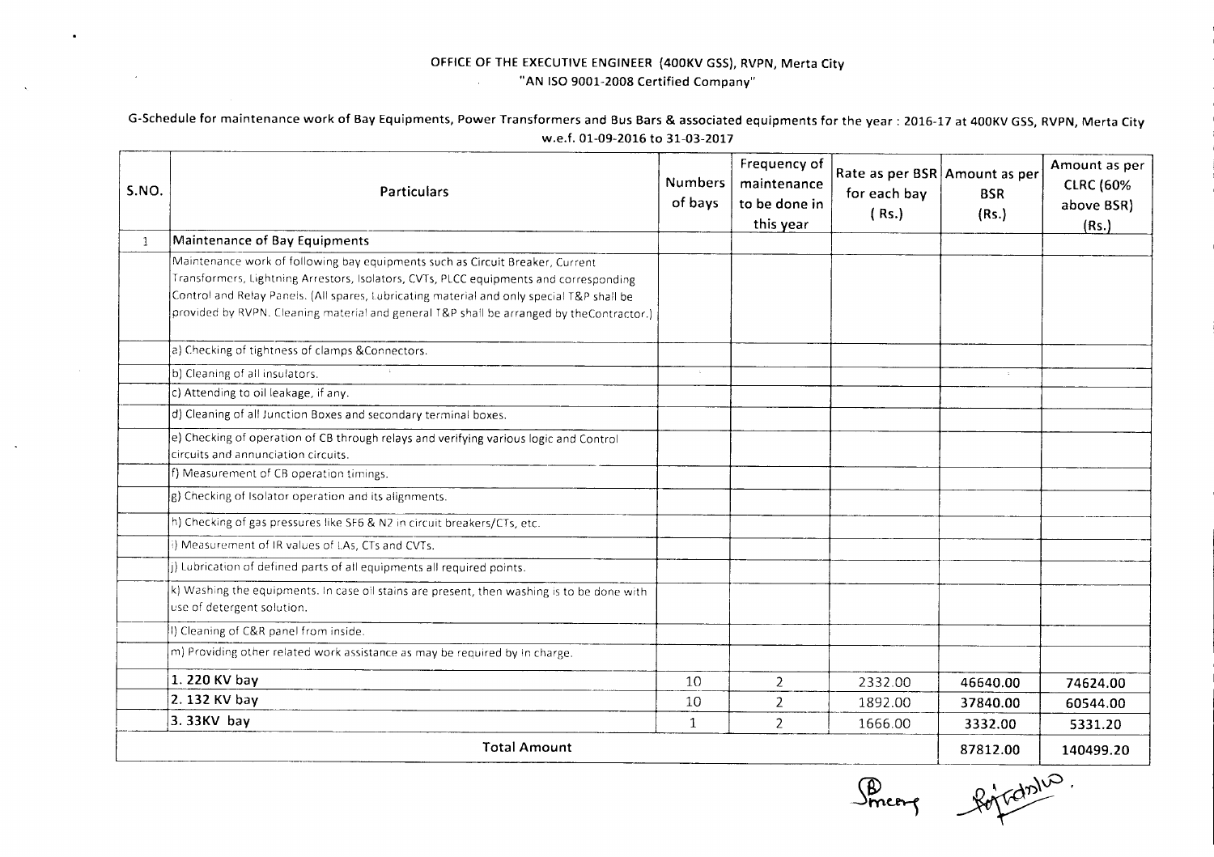**OFFICE OF THE EXECUTIVE ENGINEER (400KV GSS), RVPN, Merta City**
**"AN ISO 9001-2008 Certified Company"**

G-Schedule for maintenance work of Bay Equipments, Power Transformers and Bus Bars & associated equipments for the year : 2016-17 at 400KV GSS, RVPN, Merta City
w.e.f. 01-09-2016 to 31-03-2017

| S.NO. | Particulars | Numbers of bays | Frequency of maintenance to be done in this year | Rate as per BSR for each bay (Rs.) | Amount as per BSR (Rs.) | Amount as per CLRC (60% above BSR) (Rs.) |
|---|---|---|---|---|---|---|
| 1 | **Maintenance of Bay Equipments** | | | | | |
| | Maintenance work of following bay equipments such as Circuit Breaker, Current Transformers, Lightning Arrestors, Isolators, CVTs, PLCC equipments and corresponding Control and Relay Panels. (All spares, Lubricating material and only special T&P shall be provided by RVPN. Cleaning material and general T&P shall be arranged by theContractor.) | | | | | |
| | a) Checking of tightness of clamps &Connectors. | | | | | |
| | b) Cleaning of all insulators. | | | | | |
| | c) Attending to oil leakage, if any. | | | | | |
| | d) Cleaning of all Junction Boxes and secondary terminal boxes. | | | | | |
| | e) Checking of operation of CB through relays and verifying various logic and Control circuits and annunciation circuits. | | | | | |
| | f) Measurement of CB operation timings. | | | | | |
| | g) Checking of Isolator operation and its alignments. | | | | | |
| | h) Checking of gas pressures like SF6 & N2 in circuit breakers/CTs, etc. | | | | | |
| | i) Measurement of IR values of LAs, CTs and CVTs. | | | | | |
| | j) Lubrication of defined parts of all equipments all required points. | | | | | |
| | k) Washing the equipments. In case oil stains are present, then washing is to be done with use of detergent solution. | | | | | |
| | l) Cleaning of C&R panel from inside. | | | | | |
| | m) Providing other related work assistance as may be required by In charge. | | | | | |
| | **1. 220 KV bay** | 10 | 2 | 2332.00 | 46640.00 | 74624.00 |
| | **2. 132 KV bay** | 10 | 2 | 1892.00 | 37840.00 | 60544.00 |
| | **3. 33KV bay** | 1 | 2 | 1666.00 | 3332.00 | 5331.20 |
| | **Total Amount** | | | | **87812.00** | **140499.20** |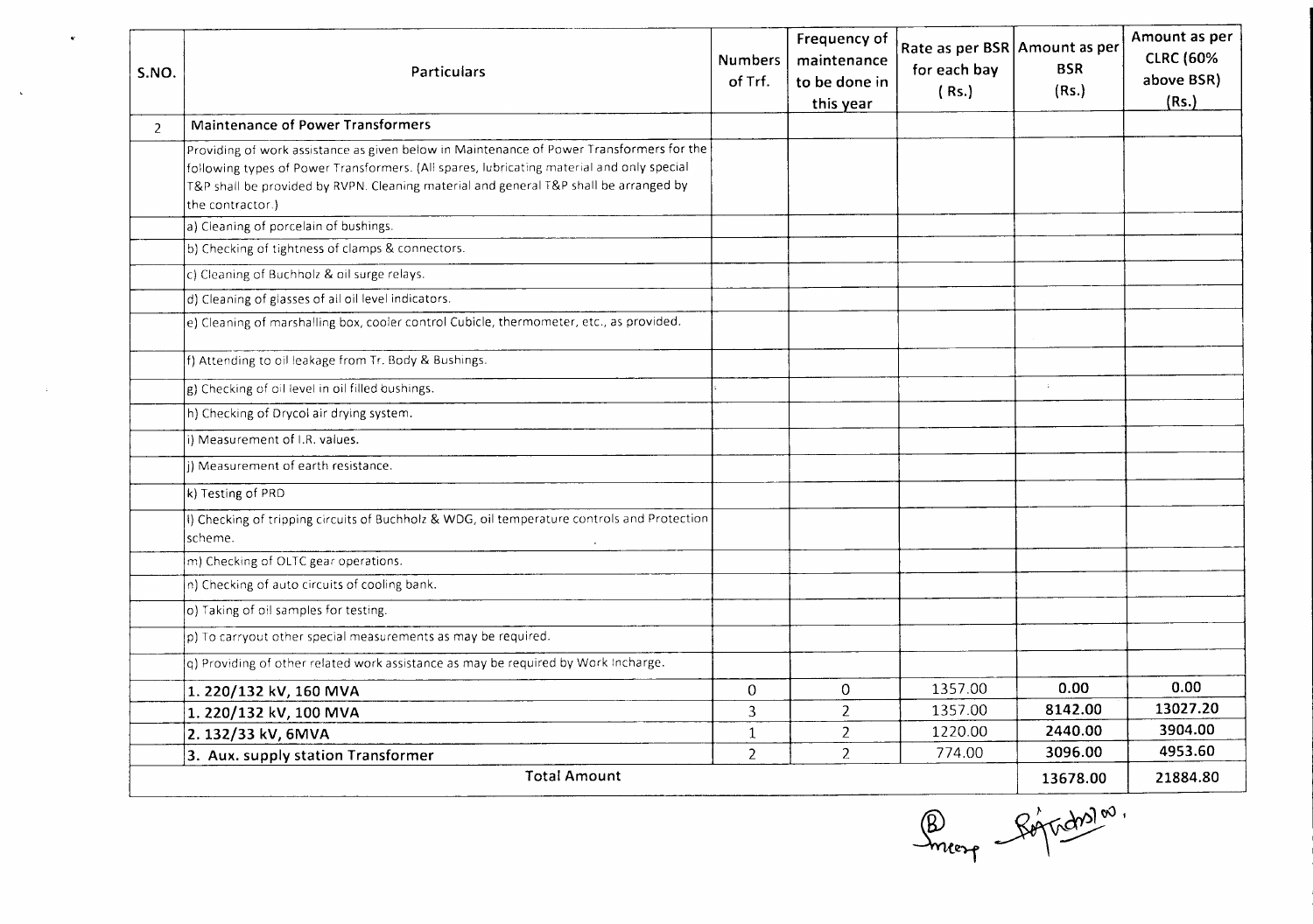| S.NO. | Particulars | Numbers of Trf. | Frequency of maintenance to be done in this year | Rate as per BSR for each bay ( Rs.) | Amount as per BSR (Rs.) | Amount as per CLRC (60% above BSR) (Rs.) |
|---|---|---|---|---|---|---|
| 2 | **Maintenance of Power Transformers** | | | | | |
| | Providing of work assistance as given below in Maintenance of Power Transformers for the following types of Power Transformers. (All spares, lubricating material and only special T&P shall be provided by RVPN. Cleaning material and general T&P shall be arranged by the contractor.) | | | | | |
| | a) Cleaning of porcelain of bushings. | | | | | |
| | b) Checking of tightness of clamps & connectors. | | | | | |
| | c) Cleaning of Buchholz & oil surge relays. | | | | | |
| | d) Cleaning of glasses of all oil level indicators. | | | | | |
| | e) Cleaning of marshalling box, cooler control Cubicle, thermometer, etc., as provided. | | | | | |
| | f) Attending to oil leakage from Tr. Body & Bushings. | | | | | |
| | g) Checking of oil level in oil filled bushings. | | | | | |
| | h) Checking of Drycol air drying system. | | | | | |
| | i) Measurement of I.R. values. | | | | | |
| | j) Measurement of earth resistance. | | | | | |
| | k) Testing of PRD | | | | | |
| | l) Checking of tripping circuits of Buchholz & WDG, oil temperature controls and Protection scheme. | | | | | |
| | m) Checking of OLTC gear operations. | | | | | |
| | n) Checking of auto circuits of cooling bank. | | | | | |
| | o) Taking of oil samples for testing. | | | | | |
| | p) To carryout other special measurements as may be required. | | | | | |
| | q) Providing of other related work assistance as may be required by Work Incharge. | | | | | |
| | **1. 220/132 kV, 160 MVA** | 0 | 0 | 1357.00 | **0.00** | **0.00** |
| | **1. 220/132 kV, 100 MVA** | 3 | 2 | 1357.00 | **8142.00** | **13027.20** |
| | **2. 132/33 kV, 6MVA** | 1 | 2 | 1220.00 | **2440.00** | **3904.00** |
| | **3. Aux. supply station Transformer** | 2 | 2 | 774.00 | **3096.00** | **4953.60** |
| | Total Amount | | | | **13678.00** | **21884.80** |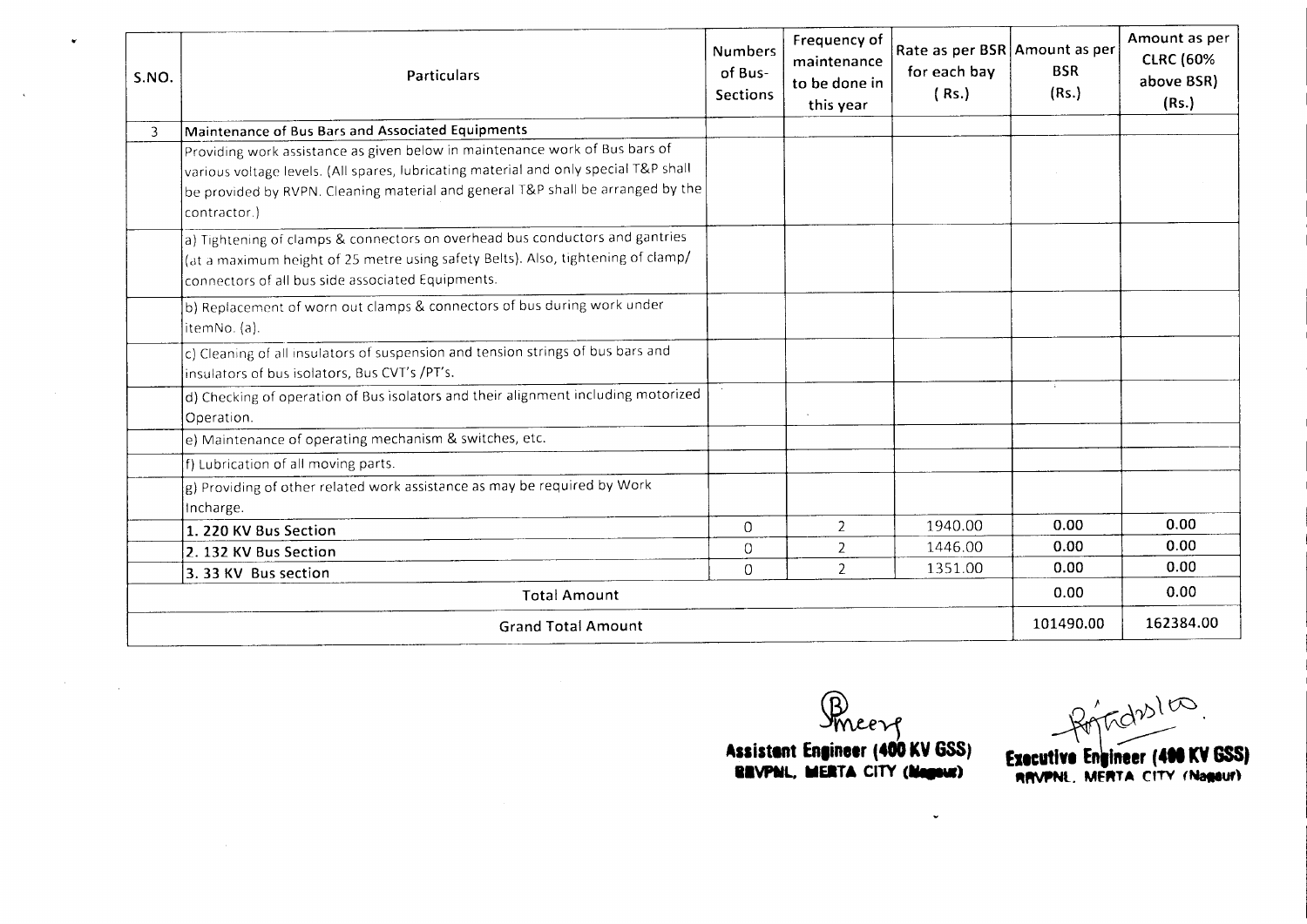| S.NO. | Particulars | Numbers of Bus-Sections | Frequency of maintenance to be done in this year | Rate as per BSR for each bay (Rs.) | Amount as per BSR (Rs.) | Amount as per CLRC (60% above BSR) (Rs.) |
|---|---|---|---|---|---|---|
| 3 | Maintenance of Bus Bars and Associated Equipments | | | | | |
| | Providing work assistance as given below in maintenance work of Bus bars of various voltage levels. (All spares, lubricating material and only special T&P shall be provided by RVPN. Cleaning material and general T&P shall be arranged by the contractor.) | | | | | |
| | a) Tightening of clamps & connectors on overhead bus conductors and gantries (at a maximum height of 25 metre using safety Belts). Also, tightening of clamp/ connectors of all bus side associated Equipments. | | | | | |
| | b) Replacement of worn out clamps & connectors of bus during work under itemNo. (a). | | | | | |
| | c) Cleaning of all insulators of suspension and tension strings of bus bars and insulators of bus isolators, Bus CVT's /PT's. | | | | | |
| | d) Checking of operation of Bus isolators and their alignment including motorized Operation. | | | | | |
| | e) Maintenance of operating mechanism & switches, etc. | | | | | |
| | f) Lubrication of all moving parts. | | | | | |
| | g) Providing of other related work assistance as may be required by Work Incharge. | | | | | |
| | 1. 220 KV Bus Section | 0 | 2 | 1940.00 | 0.00 | 0.00 |
| | 2. 132 KV Bus Section | 0 | 2 | 1446.00 | 0.00 | 0.00 |
| | 3. 33 KV Bus section | 0 | 2 | 1351.00 | 0.00 | 0.00 |
| | Total Amount | | | | 0.00 | 0.00 |
| | Grand Total Amount | | | | 101490.00 | 162384.00 |

**Assistant Engineer (400 KV GSS)**
**RRVPNL, MERTA CITY (Nagaur)**

**Executive Engineer (400 KV GSS)**
**RRVPNL, MERTA CITY (Nagaur)**